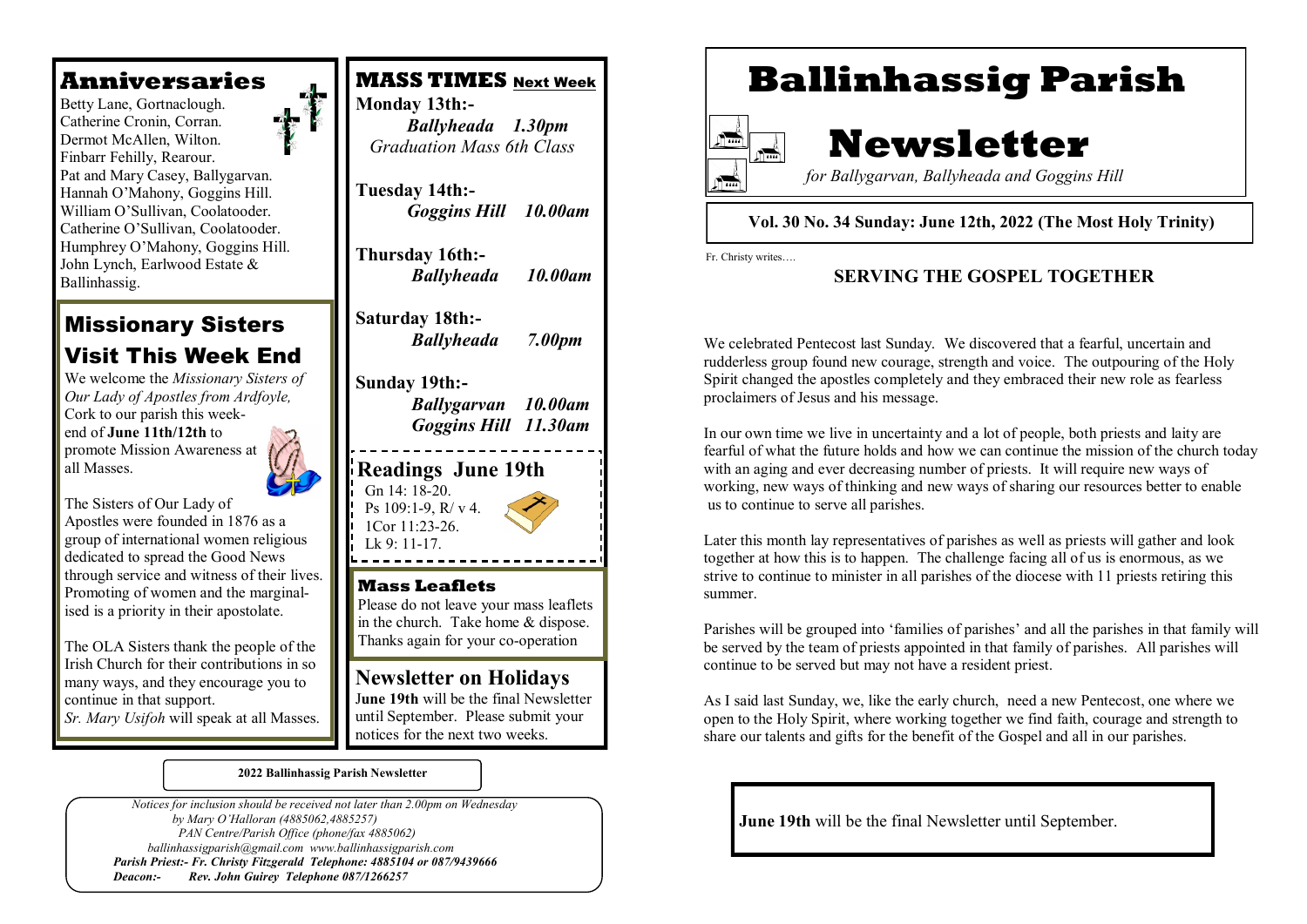# Ballinhassig Parish Newsletter

*for Ballygarvan, Ballyheada and Goggins Hill*

**Vol. 30 No. 34 Sunday: June 12th, 2022 (The Most Holy Trinity)**

Fr. Christy writes….

## SERVING THE GOSPEL TOGETHER

We celebrated Pentecost last Sunday. We discovered that a fearful, uncertain and rudderless group found new courage, strength and voice. The outpouring of the Holy Spirit changed the apostles completely and they embraced their new role as fearless proclaimers of Jesus and his message.

In our own time we live in uncertainty and a lot of people, both priests and laity are fearful of what the future holds and how we can continue the mission of the church today with an aging and ever decreasing number of priests. It will require new ways of working, new ways of thinking and new ways of sharing our resources better to enable us to continue to serve all parishes.

Later this month lay representatives of parishes as well as priests will gather and look together at how this is to happen. The challenge facing all of us is enormous, as we strive to continue to minister in all parishes of the diocese with 11 priests retiring this summer.

Parishes will be grouped into 'families of parishes' and all the parishes in that family will be served by the team of priests appointed in that family of parishes. All parishes will continue to be served but may not have a resident priest.

As I said last Sunday, we, like the early church, need a new Pentecost, one where we open to the Holy Spirit, where working together we find faith, courage and strength to share our talents and gifts for the benefit of the Gospel and all in our parishes.

**June 19th** will be the final Newsletter until September.

## Anniversaries

Betty Lane, Gortnaclough.
Catherine Cronin, Corran.
Dermot McAllen, Wilton.
Finbarr Fehilly, Rearour.
Pat and Mary Casey, Ballygarvan.
Hannah O'Mahony, Goggins Hill.
William O'Sullivan, Coolatooder.
Catherine O'Sullivan, Coolatooder.
Humphrey O'Mahony, Goggins Hill.
John Lynch, Earlwood Estate & Ballinhassig.

## Missionary Sisters Visit This Week End

We welcome the *Missionary Sisters of Our Lady of Apostles from Ardfoyle,* Cork to our parish this weekend of **June 11th/12th** to promote Mission Awareness at all Masses.

The Sisters of Our Lady of Apostles were founded in 1876 as a group of international women religious dedicated to spread the Good News through service and witness of their lives. Promoting of women and the marginalised is a priority in their apostolate.

The OLA Sisters thank the people of the Irish Church for their contributions in so many ways, and they encourage you to continue in that support.
*Sr. Mary Usifoh* will speak at all Masses.

## MASS TIMES Next Week

**Monday 13th:-**
***Ballyheada 1.30pm***
*Graduation Mass 6th Class*

**Tuesday 14th:-**
***Goggins Hill 10.00am***

**Thursday 16th:-**
***Ballyheada 10.00am***

**Saturday 18th:-**
***Ballyheada 7.00pm***

**Sunday 19th:-**
***Ballygarvan 10.00am***
***Goggins Hill 11.30am***

## Readings June 19th

Gn 14: 18-20.
Ps 109:1-9, R/ v 4.
1Cor 11:23-26.
Lk 9: 11-17.

## Mass Leaflets

Please do not leave your mass leaflets in the church. Take home & dispose. Thanks again for your co-operation

## Newsletter on Holidays

**June 19th** will be the final Newsletter until September. Please submit your notices for the next two weeks.

**2022 Ballinhassig Parish Newsletter**

*Notices for inclusion should be received not later than 2.00pm on Wednesday by Mary O'Halloran (4885062,4885257)*
*PAN Centre/Parish Office (phone/fax 4885062)*
*ballinhassigparish@gmail.com www.ballinhassigparish.com*
***Parish Priest:- Fr. Christy Fitzgerald Telephone: 4885104 or 087/9439666***
***Deacon:- Rev. John Guirey Telephone 087/1266257***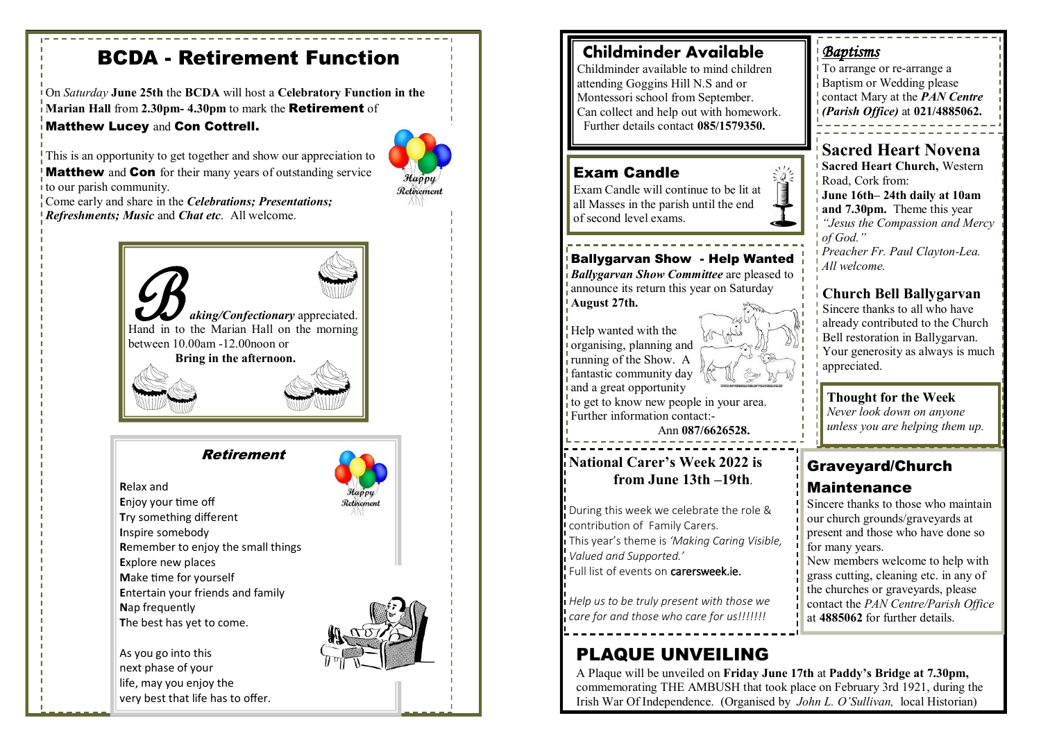# BCDA - Retirement Function

On *Saturday* **June 25th** the **BCDA** will host a **Celebratory Function in the Marian Hall** from **2.30pm- 4.30pm** to mark the **Retirement** of **Matthew Lucey** and **Con Cottrell.**

This is an opportunity to get together and show our appreciation to **Matthew** and **Con** for their many years of outstanding service to our parish community.
Come early and share in the ***Celebrations; Presentations; Refreshments; Music*** and ***Chat etc***. All welcome.

***Baking/Confectionary*** appreciated. Hand in to the Marian Hall on the morning between 10.00am -12.00noon or
**Bring in the afternoon.**

### *Retirement*

**R**elax and
**E**njoy your time off
**T**ry something different
**I**nspire somebody
**R**emember to enjoy the small things
**E**xplore new places
**M**ake time for yourself
**E**ntertain your friends and family
**N**ap frequently
**T**he best has yet to come.

As you go into this next phase of your life, may you enjoy the very best that life has to offer.

## Childminder Available

Childminder available to mind children attending Goggins Hill N.S and or Montessori school from September. Can collect and help out with homework. Further details contact **085/1579350.**

## Exam Candle

Exam Candle will continue to be lit at all Masses in the parish until the end of second level exams.

## Ballygarvan Show - Help Wanted

***Ballygarvan Show Committee*** are pleased to announce its return this year on Saturday **August 27th.**

Help wanted with the organising, planning and running of the Show. A fantastic community day and a great opportunity to get to know new people in your area.
Further information contact:-
Ann **087/6626528.**

## National Carer's Week 2022 is from June 13th –19th.

During this week we celebrate the role & contribution of Family Carers.
This year's theme is *'Making Caring Visible, Valued and Supported.'*
Full list of events on carersweek.ie.

*Help us to be truly present with those we care for and those who care for us!!!!!!!*

## *Baptisms*

To arrange or re-arrange a Baptism or Wedding please contact Mary at the ***PAN Centre (Parish Office)*** at **021/4885062.**

## Sacred Heart Novena

**Sacred Heart Church,** Western Road, Cork from:
**June 16th– 24th daily at 10am and 7.30pm.** Theme this year *"Jesus the Compassion and Mercy of God."*
*Preacher Fr. Paul Clayton-Lea.*
*All welcome.*

## Church Bell Ballygarvan

Sincere thanks to all who have already contributed to the Church Bell restoration in Ballygarvan. Your generosity as always is much appreciated.

### Thought for the Week

*Never look down on anyone unless you are helping them up.*

## Graveyard/Church Maintenance

Sincere thanks to those who maintain our church grounds/graveyards at present and those who have done so for many years.
New members welcome to help with grass cutting, cleaning etc. in any of the churches or graveyards, please contact the *PAN Centre/Parish Office* at **4885062** for further details.

## PLAQUE UNVEILING

A Plaque will be unveiled on **Friday June 17th** at **Paddy's Bridge at 7.30pm,** commemorating THE AMBUSH that took place on February 3rd 1921, during the Irish War Of Independence. (Organised by *John L. O'Sullivan,* local Historian)